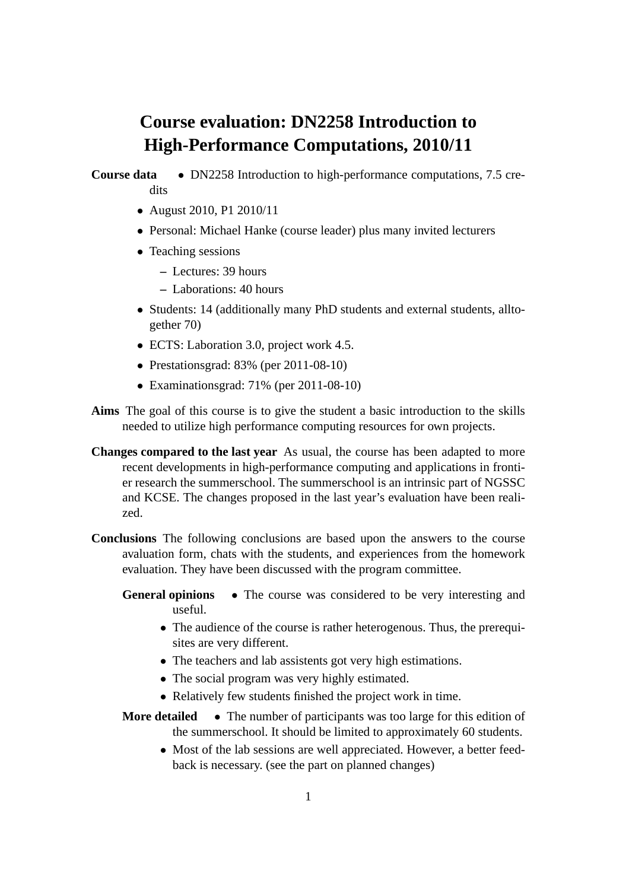# Course evaluation: DN2258 Introduction to High-Performance Computations, 2010/11

**Course data**

- DN2258 Introduction to high-performance computations, 7.5 credits
- August 2010, P1 2010/11
- Personal: Michael Hanke (course leader) plus many invited lecturers
- Teaching sessions
  - Lectures: 39 hours
  - Laborations: 40 hours
- Students: 14 (additionally many PhD students and external students, alltogether 70)
- ECTS: Laboration 3.0, project work 4.5.
- Prestationsgrad: 83% (per 2011-08-10)
- Examinationsgrad: 71% (per 2011-08-10)

**Aims** The goal of this course is to give the student a basic introduction to the skills needed to utilize high performance computing resources for own projects.

**Changes compared to the last year** As usual, the course has been adapted to more recent developments in high-performance computing and applications in frontier research the summerschool. The summerschool is an intrinsic part of NGSSC and KCSE. The changes proposed in the last year's evaluation have been realized.

**Conclusions** The following conclusions are based upon the answers to the course avaluation form, chats with the students, and experiences from the homework evaluation. They have been discussed with the program committee.

**General opinions**

- The course was considered to be very interesting and useful.
- The audience of the course is rather heterogenous. Thus, the prerequisites are very different.
- The teachers and lab assistents got very high estimations.
- The social program was very highly estimated.
- Relatively few students finished the project work in time.

**More detailed**

- The number of participants was too large for this edition of the summerschool. It should be limited to approximately 60 students.
- Most of the lab sessions are well appreciated. However, a better feedback is necessary. (see the part on planned changes)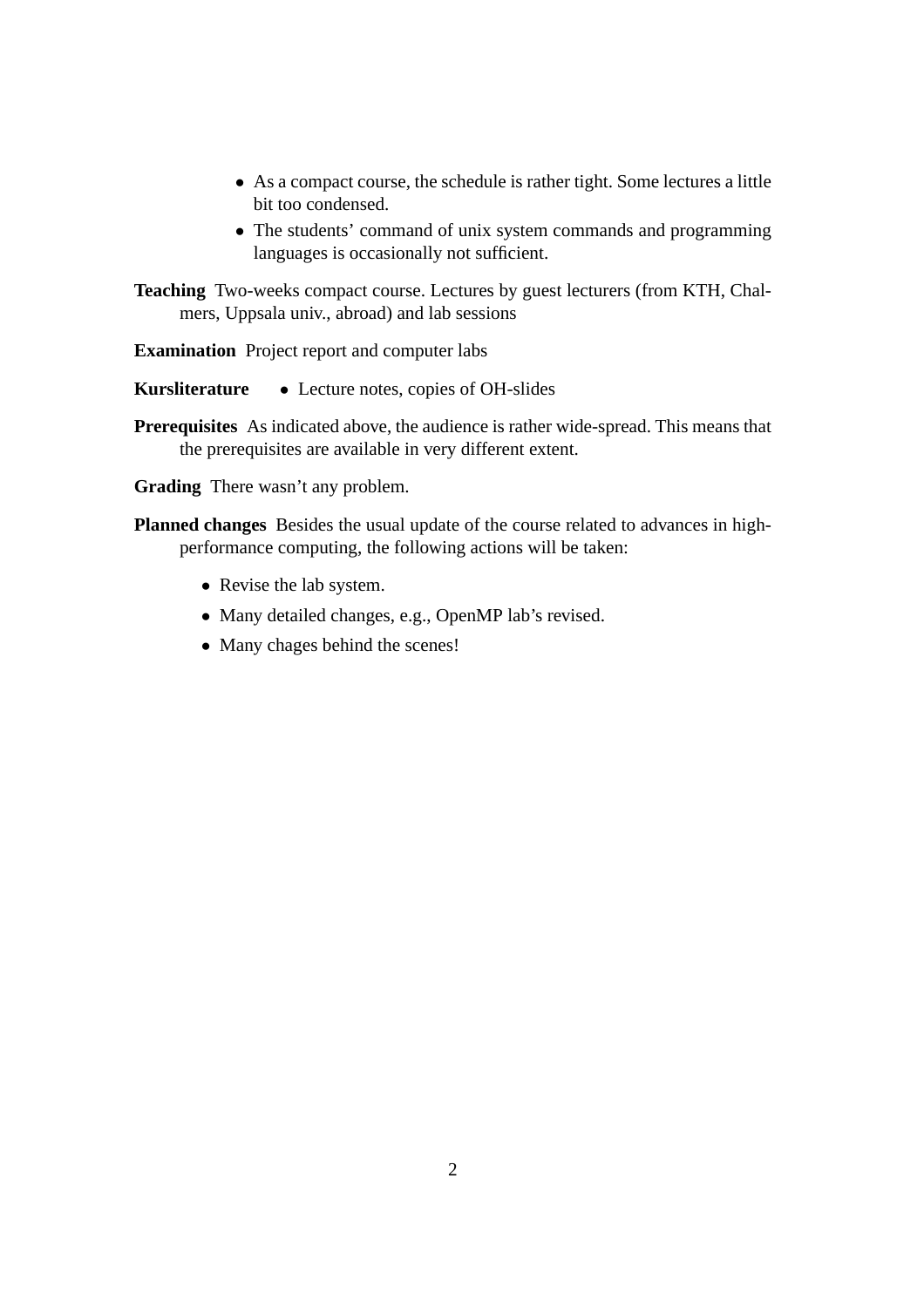- As a compact course, the schedule is rather tight. Some lectures a little bit too condensed.
- The students' command of unix system commands and programming languages is occasionally not sufficient.

**Teaching** Two-weeks compact course. Lectures by guest lecturers (from KTH, Chalmers, Uppsala univ., abroad) and lab sessions

**Examination** Project report and computer labs

**Kursliterature**
- Lecture notes, copies of OH-slides

**Prerequisites** As indicated above, the audience is rather wide-spread. This means that the prerequisites are available in very different extent.

**Grading** There wasn't any problem.

**Planned changes** Besides the usual update of the course related to advances in high-performance computing, the following actions will be taken:

- Revise the lab system.
- Many detailed changes, e.g., OpenMP lab's revised.
- Many chages behind the scenes!